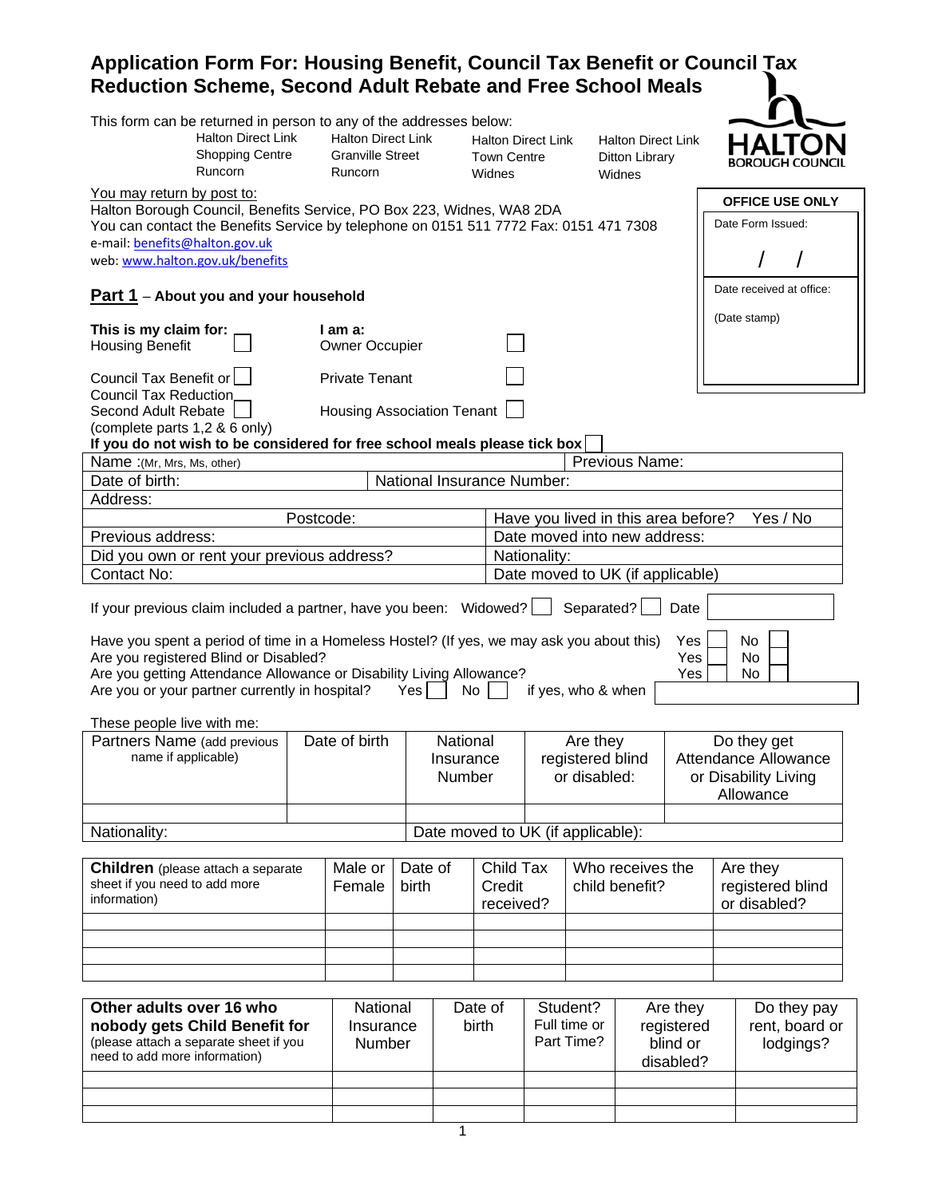# Application Form For: Housing Benefit, Council Tax Benefit or Council Tax Reduction Scheme, Second Adult Rebate and Free School Meals

HALTON BOROUGH COUNCIL

This form can be returned in person to any of the addresses below:

| Halton Direct Link | Halton Direct Link | Halton Direct Link | Halton Direct Link |
|---|---|---|---|
| Shopping Centre | Granville Street | Town Centre | Ditton Library |
| Runcorn | Runcorn | Widnes | Widnes |

You may return by post to:
Halton Borough Council, Benefits Service, PO Box 223, Widnes, WA8 2DA
You can contact the Benefits Service by telephone on 0151 511 7772 Fax: 0151 471 7308
e-mail: benefits@halton.gov.uk
web: www.halton.gov.uk/benefits

| OFFICE USE ONLY |
|---|
| Date Form Issued: / / |
| Date received at office: (Date stamp) |

## Part 1 – About you and your household

**This is my claim for:**
- Housing Benefit ☐
- Council Tax Benefit or Council Tax Reduction ☐
- Second Adult Rebate ☐ (complete parts 1,2 & 6 only)

**I am a:**
- Owner Occupier ☐
- Private Tenant ☐
- Housing Association Tenant ☐

**If you do not wish to be considered for free school meals please tick box** ☐

| | |
|---|---|
| Name :(Mr, Mrs, Ms, other) | Previous Name: |
| Date of birth: | National Insurance Number: |
| Address: | |
| Postcode: | Have you lived in this area before? Yes / No |
| Previous address: | Date moved into new address: |
| Did you own or rent your previous address? | Nationality: |
| Contact No: | Date moved to UK (if applicable) |

If your previous claim included a partner, have you been: Widowed? ☐ Separated? ☐ Date

Have you spent a period of time in a Homeless Hostel? (If yes, we may ask you about this) Yes ☐ No ☐
Are you registered Blind or Disabled? Yes ☐ No ☐
Are you getting Attendance Allowance or Disability Living Allowance? Yes ☐ No ☐
Are you or your partner currently in hospital? Yes ☐ No ☐ if yes, who & when

These people live with me:

| Partners Name (add previous name if applicable) | Date of birth | National Insurance Number | Are they registered blind or disabled: | Do they get Attendance Allowance or Disability Living Allowance |
|---|---|---|---|---|
| | | | | |
| Nationality: | | Date moved to UK (if applicable): | | |

| **Children** (please attach a separate sheet if you need to add more information) | Male or Female | Date of birth | Child Tax Credit received? | Who receives the child benefit? | Are they registered blind or disabled? |
|---|---|---|---|---|---|
| | | | | | |
| | | | | | |
| | | | | | |
| | | | | | |

| **Other adults over 16 who nobody gets Child Benefit for** (please attach a separate sheet if you need to add more information) | National Insurance Number | Date of birth | Student? Full time or Part Time? | Are they registered blind or disabled? | Do they pay rent, board or lodgings? |
|---|---|---|---|---|---|
| | | | | | |
| | | | | | |
| | | | | | |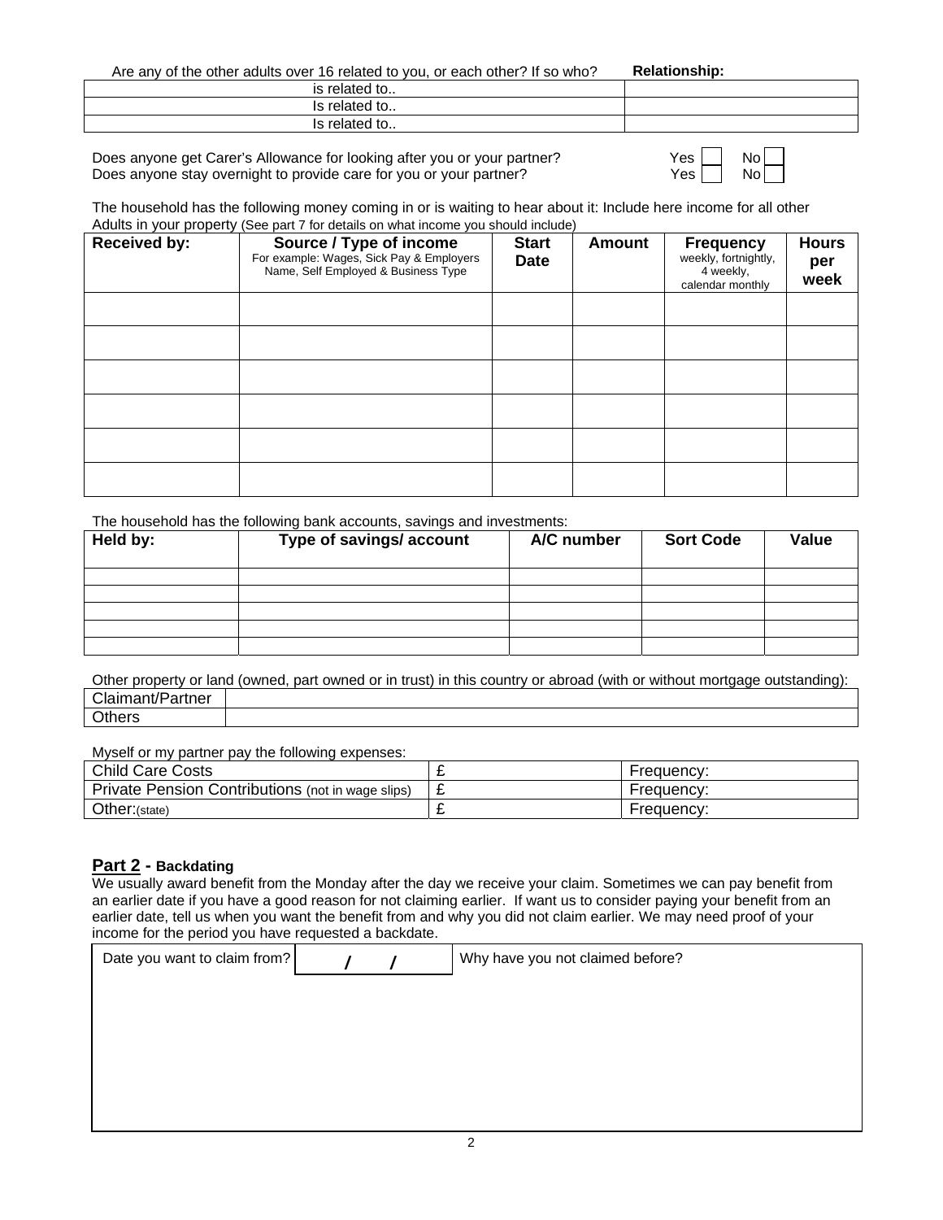Are any of the other adults over 16 related to you, or each other? If so who? **Relationship:**

| | |
|---|---|
| is related to.. | |
| Is related to.. | |
| Is related to.. | |

Does anyone get Carer's Allowance for looking after you or your partner? Yes ☐ No ☐

Does anyone stay overnight to provide care for you or your partner? Yes ☐ No ☐

The household has the following money coming in or is waiting to hear about it: Include here income for all other Adults in your property (See part 7 for details on what income you should include)

| Received by: | Source / Type of income<br>For example: Wages, Sick Pay & Employers Name, Self Employed & Business Type | Start Date | Amount | Frequency<br>weekly, fortnightly, 4 weekly, calendar monthly | Hours per week |
|---|---|---|---|---|---|
| | | | | | |
| | | | | | |
| | | | | | |
| | | | | | |
| | | | | | |
| | | | | | |

The household has the following bank accounts, savings and investments:

| Held by: | Type of savings/ account | A/C number | Sort Code | Value |
|---|---|---|---|---|
| | | | | |
| | | | | |
| | | | | |
| | | | | |
| | | | | |

Other property or land (owned, part owned or in trust) in this country or abroad (with or without mortgage outstanding):

| | |
|---|---|
| Claimant/Partner | |
| Others | |

Myself or my partner pay the following expenses:

| | | |
|---|---|---|
| Child Care Costs | £ | Frequency: |
| Private Pension Contributions (not in wage slips) | £ | Frequency: |
| Other:(state) | £ | Frequency: |

## Part 2 - Backdating

We usually award benefit from the Monday after the day we receive your claim. Sometimes we can pay benefit from an earlier date if you have a good reason for not claiming earlier. If want us to consider paying your benefit from an earlier date, tell us when you want the benefit from and why you did not claim earlier. We may need proof of your income for the period you have requested a backdate.

| Date you want to claim from? | / / | Why have you not claimed before? |
|---|---|---|
| | | |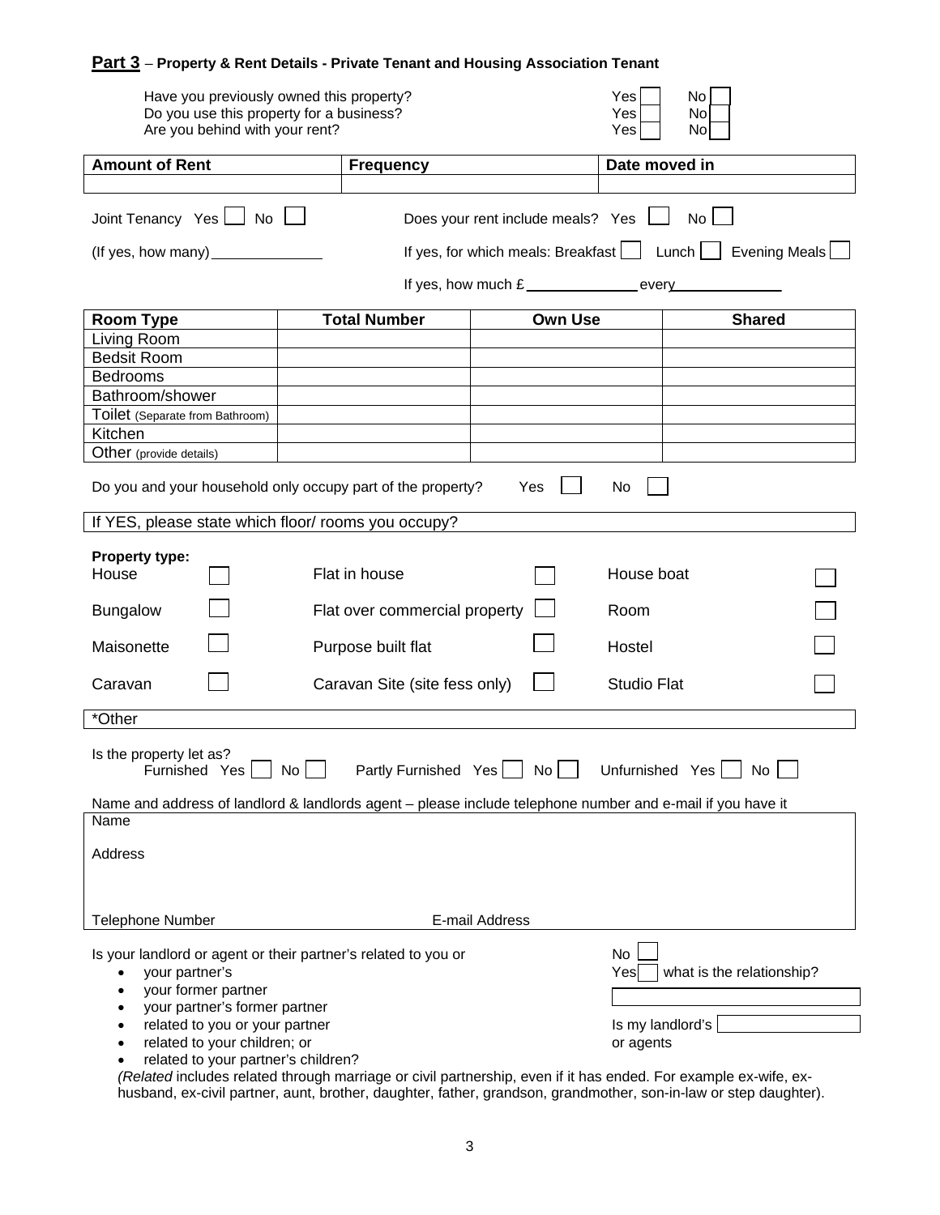## **Part 3** – **Property & Rent Details - Private Tenant and Housing Association Tenant**

Have you previously owned this property? Yes ☐ No ☐
Do you use this property for a business? Yes ☐ No ☐
Are you behind with your rent? Yes ☐ No ☐

| **Amount of Rent** | **Frequency** | **Date moved in** |
|---|---|---|
| | | |

Joint Tenancy Yes ☐ No ☐

(If yes, how many) ______________

Does your rent include meals? Yes ☐ No ☐

If yes, for which meals: Breakfast ☐ Lunch ☐ Evening Meals ☐

If yes, how much £ ______________ every ______________

| **Room Type** | **Total Number** | **Own Use** | **Shared** |
|---|---|---|---|
| Living Room | | | |
| Bedsit Room | | | |
| Bedrooms | | | |
| Bathroom/shower | | | |
| Toilet (Separate from Bathroom) | | | |
| Kitchen | | | |
| Other (provide details) | | | |

Do you and your household only occupy part of the property? Yes ☐ No ☐

If YES, please state which floor/ rooms you occupy?

**Property type:**

| | | | | | |
|---|---|---|---|---|---|
| House | ☐ | Flat in house | ☐ | House boat | ☐ |
| Bungalow | ☐ | Flat over commercial property | ☐ | Room | ☐ |
| Maisonette | ☐ | Purpose built flat | ☐ | Hostel | ☐ |
| Caravan | ☐ | Caravan Site (site fess only) | ☐ | Studio Flat | ☐ |

*Other

Is the property let as?
Furnished Yes ☐ No ☐ Partly Furnished Yes ☐ No ☐ Unfurnished Yes ☐ No ☐

Name and address of landlord & landlords agent – please include telephone number and e-mail if you have it

Name

Address

Telephone Number E-mail Address

Is your landlord or agent or their partner's related to you or

- your partner's
- your former partner
- your partner's former partner
- related to you or your partner
- related to your children; or
- related to your partner's children?

No ☐
Yes ☐ what is the relationship?

Is my landlord's ______________
or agents

*(Related* includes related through marriage or civil partnership, even if it has ended. For example ex-wife, ex-husband, ex-civil partner, aunt, brother, daughter, father, grandson, grandmother, son-in-law or step daughter).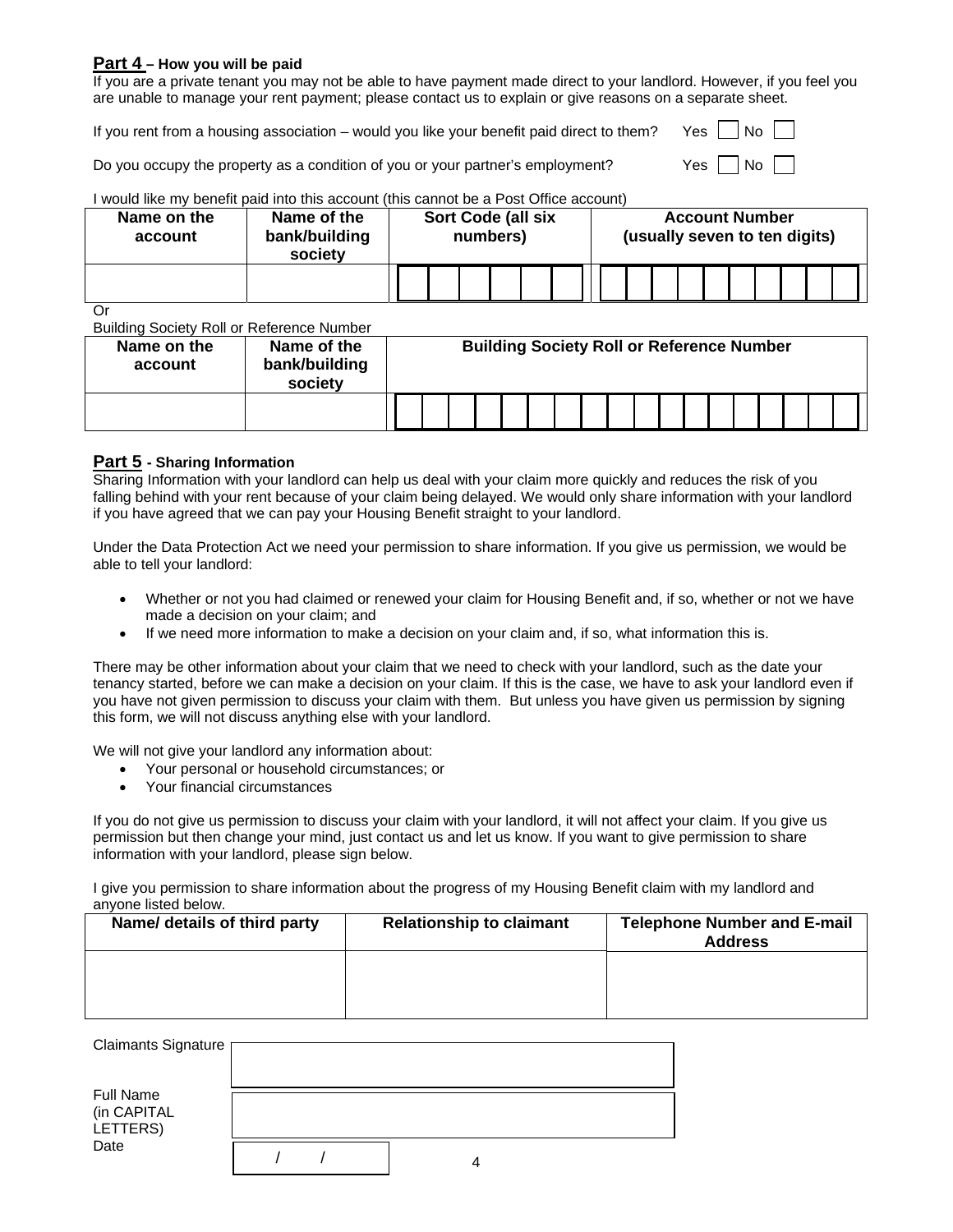## Part 4 – How you will be paid

If you are a private tenant you may not be able to have payment made direct to your landlord. However, if you feel you are unable to manage your rent payment; please contact us to explain or give reasons on a separate sheet.

If you rent from a housing association – would you like your benefit paid direct to them? Yes ☐ No ☐

Do you occupy the property as a condition of you or your partner's employment? Yes ☐ No ☐

I would like my benefit paid into this account (this cannot be a Post Office account)

| Name on the account | Name of the bank/building society | Sort Code (all six numbers) | Account Number (usually seven to ten digits) |
|---|---|---|---|
| | | | |

Or

Building Society Roll or Reference Number

| Name on the account | Name of the bank/building society | Building Society Roll or Reference Number |
|---|---|---|
| | | |

## Part 5 - Sharing Information

Sharing Information with your landlord can help us deal with your claim more quickly and reduces the risk of you falling behind with your rent because of your claim being delayed. We would only share information with your landlord if you have agreed that we can pay your Housing Benefit straight to your landlord.

Under the Data Protection Act we need your permission to share information. If you give us permission, we would be able to tell your landlord:

- Whether or not you had claimed or renewed your claim for Housing Benefit and, if so, whether or not we have made a decision on your claim; and
- If we need more information to make a decision on your claim and, if so, what information this is.

There may be other information about your claim that we need to check with your landlord, such as the date your tenancy started, before we can make a decision on your claim. If this is the case, we have to ask your landlord even if you have not given permission to discuss your claim with them. But unless you have given us permission by signing this form, we will not discuss anything else with your landlord.

We will not give your landlord any information about:

- Your personal or household circumstances; or
- Your financial circumstances

If you do not give us permission to discuss your claim with your landlord, it will not affect your claim. If you give us permission but then change your mind, just contact us and let us know. If you want to give permission to share information with your landlord, please sign below.

I give you permission to share information about the progress of my Housing Benefit claim with my landlord and anyone listed below.

| Name/ details of third party | Relationship to claimant | Telephone Number and E-mail Address |
|---|---|---|
| | | |

Claimants Signature

Full Name (in CAPITAL LETTERS)

Date / /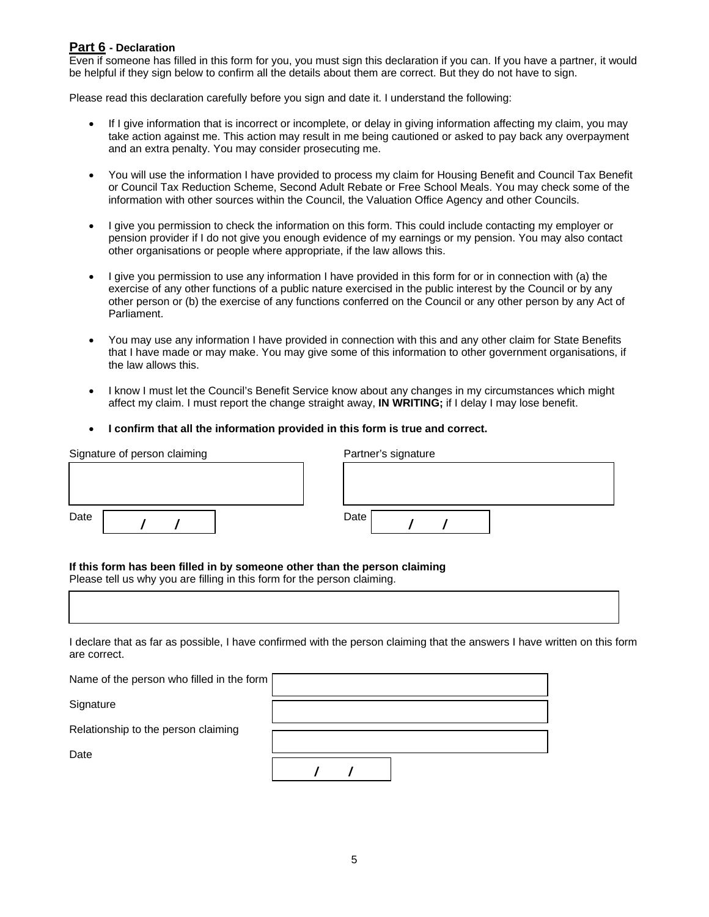## Part 6 - Declaration

Even if someone has filled in this form for you, you must sign this declaration if you can. If you have a partner, it would be helpful if they sign below to confirm all the details about them are correct. But they do not have to sign.

Please read this declaration carefully before you sign and date it. I understand the following:

- If I give information that is incorrect or incomplete, or delay in giving information affecting my claim, you may take action against me. This action may result in me being cautioned or asked to pay back any overpayment and an extra penalty. You may consider prosecuting me.
- You will use the information I have provided to process my claim for Housing Benefit and Council Tax Benefit or Council Tax Reduction Scheme, Second Adult Rebate or Free School Meals. You may check some of the information with other sources within the Council, the Valuation Office Agency and other Councils.
- I give you permission to check the information on this form. This could include contacting my employer or pension provider if I do not give you enough evidence of my earnings or my pension. You may also contact other organisations or people where appropriate, if the law allows this.
- I give you permission to use any information I have provided in this form for or in connection with (a) the exercise of any other functions of a public nature exercised in the public interest by the Council or by any other person or (b) the exercise of any functions conferred on the Council or any other person by any Act of Parliament.
- You may use any information I have provided in connection with this and any other claim for State Benefits that I have made or may make. You may give some of this information to other government organisations, if the law allows this.
- I know I must let the Council's Benefit Service know about any changes in my circumstances which might affect my claim. I must report the change straight away, **IN WRITING;** if I delay I may lose benefit.
- **I confirm that all the information provided in this form is true and correct.**

| Signature of person claiming | Partner's signature |
|---|---|
| | |
| Date / / | Date / / |

**If this form has been filled in by someone other than the person claiming**

Please tell us why you are filling in this form for the person claiming.

I declare that as far as possible, I have confirmed with the person claiming that the answers I have written on this form are correct.

| | |
|---|---|
| Name of the person who filled in the form | |
| Signature | |
| Relationship to the person claiming | |
| Date | / / |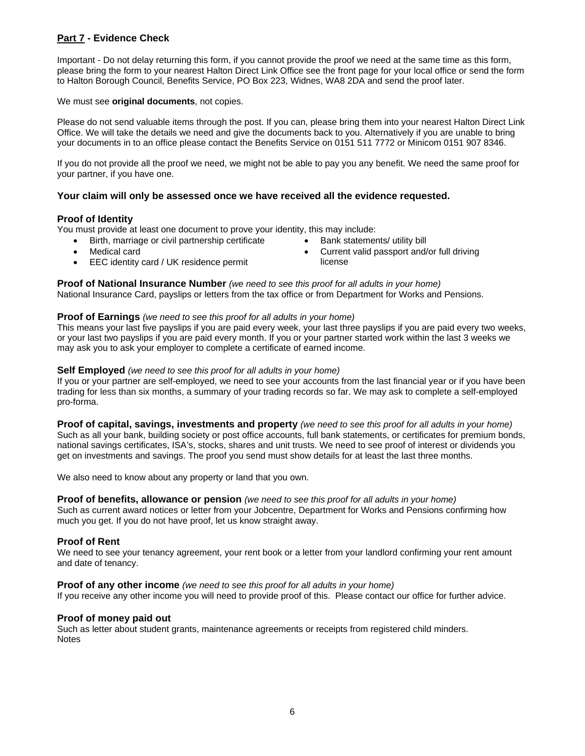## **Part 7** - Evidence Check

Important - Do not delay returning this form, if you cannot provide the proof we need at the same time as this form, please bring the form to your nearest Halton Direct Link Office see the front page for your local office or send the form to Halton Borough Council, Benefits Service, PO Box 223, Widnes, WA8 2DA and send the proof later.

We must see **original documents**, not copies.

Please do not send valuable items through the post. If you can, please bring them into your nearest Halton Direct Link Office. We will take the details we need and give the documents back to you. Alternatively if you are unable to bring your documents in to an office please contact the Benefits Service on 0151 511 7772 or Minicom 0151 907 8346.

If you do not provide all the proof we need, we might not be able to pay you any benefit. We need the same proof for your partner, if you have one.

**Your claim will only be assessed once we have received all the evidence requested.**

### Proof of Identity

You must provide at least one document to prove your identity, this may include:

- Birth, marriage or civil partnership certificate
- Medical card
- EEC identity card / UK residence permit
- Bank statements/ utility bill
- Current valid passport and/or full driving license

**Proof of National Insurance Number** *(we need to see this proof for all adults in your home)*
National Insurance Card, payslips or letters from the tax office or from Department for Works and Pensions.

**Proof of Earnings** *(we need to see this proof for all adults in your home)*
This means your last five payslips if you are paid every week, your last three payslips if you are paid every two weeks, or your last two payslips if you are paid every month. If you or your partner started work within the last 3 weeks we may ask you to ask your employer to complete a certificate of earned income.

**Self Employed** *(we need to see this proof for all adults in your home)*
If you or your partner are self-employed, we need to see your accounts from the last financial year or if you have been trading for less than six months, a summary of your trading records so far. We may ask to complete a self-employed pro-forma.

**Proof of capital, savings, investments and property** *(we need to see this proof for all adults in your home)*
Such as all your bank, building society or post office accounts, full bank statements, or certificates for premium bonds, national savings certificates, ISA's, stocks, shares and unit trusts. We need to see proof of interest or dividends you get on investments and savings. The proof you send must show details for at least the last three months.

We also need to know about any property or land that you own.

**Proof of benefits, allowance or pension** *(we need to see this proof for all adults in your home)*
Such as current award notices or letter from your Jobcentre, Department for Works and Pensions confirming how much you get. If you do not have proof, let us know straight away.

### Proof of Rent

We need to see your tenancy agreement, your rent book or a letter from your landlord confirming your rent amount and date of tenancy.

**Proof of any other income** *(we need to see this proof for all adults in your home)*
If you receive any other income you will need to provide proof of this. Please contact our office for further advice.

### Proof of money paid out

Such as letter about student grants, maintenance agreements or receipts from registered child minders.
Notes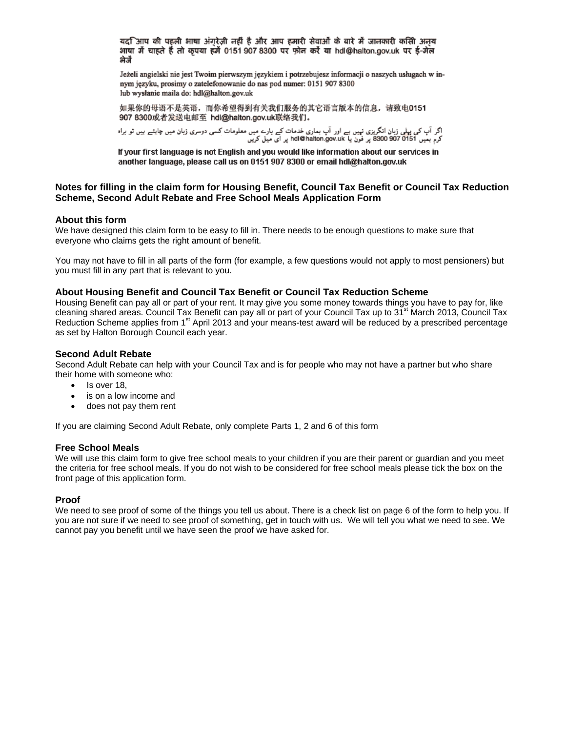यदि आप की पहली भाषा अंग्रेज़ी नहीं है और आप हमारी सेवाओं के बारे में जानकारी किसी अन्य भाषा में चाहते हैं तो कृपया हमें 0151 907 8300 पर फ़ोन करें या hdl@halton.gov.uk पर ई-मेल भेजें

Jeżeli angielski nie jest Twoim pierwszym językiem i potrzebujesz informacji o naszych usługach w innym języku, prosimy o zatelefonowanie do nas pod numer: 0151 907 8300 lub wysłanie maila do: hdl@halton.gov.uk

如果你的母语不是英语，而你希望得到有关我们服务的其它语言版本的信息，请致电0151 907 8300或者发送电邮至 hdl@halton.gov.uk联络我们。

اگر آپ کی پہلی زبان انگریزی نہیں ہے اور آپ ہماری خدمات کے بارے میں معلومات کسی دوسری زبان میں چاہتے ہیں تو براہ کرم ہمیں 0151 907 8300 پر فون یا hdl@halton.gov.uk پر ای میل کریں

If your first language is not English and you would like information about our services in another language, please call us on 0151 907 8300 or email hdl@halton.gov.uk

## Notes for filling in the claim form for Housing Benefit, Council Tax Benefit or Council Tax Reduction Scheme, Second Adult Rebate and Free School Meals Application Form

### About this form

We have designed this claim form to be easy to fill in. There needs to be enough questions to make sure that everyone who claims gets the right amount of benefit.

You may not have to fill in all parts of the form (for example, a few questions would not apply to most pensioners) but you must fill in any part that is relevant to you.

### About Housing Benefit and Council Tax Benefit or Council Tax Reduction Scheme

Housing Benefit can pay all or part of your rent. It may give you some money towards things you have to pay for, like cleaning shared areas. Council Tax Benefit can pay all or part of your Council Tax up to 31st March 2013, Council Tax Reduction Scheme applies from 1st April 2013 and your means-test award will be reduced by a prescribed percentage as set by Halton Borough Council each year.

### Second Adult Rebate

Second Adult Rebate can help with your Council Tax and is for people who may not have a partner but who share their home with someone who:

- Is over 18,
- is on a low income and
- does not pay them rent

If you are claiming Second Adult Rebate, only complete Parts 1, 2 and 6 of this form

### Free School Meals

We will use this claim form to give free school meals to your children if you are their parent or guardian and you meet the criteria for free school meals. If you do not wish to be considered for free school meals please tick the box on the front page of this application form.

### Proof

We need to see proof of some of the things you tell us about. There is a check list on page 6 of the form to help you. If you are not sure if we need to see proof of something, get in touch with us. We will tell you what we need to see. We cannot pay you benefit until we have seen the proof we have asked for.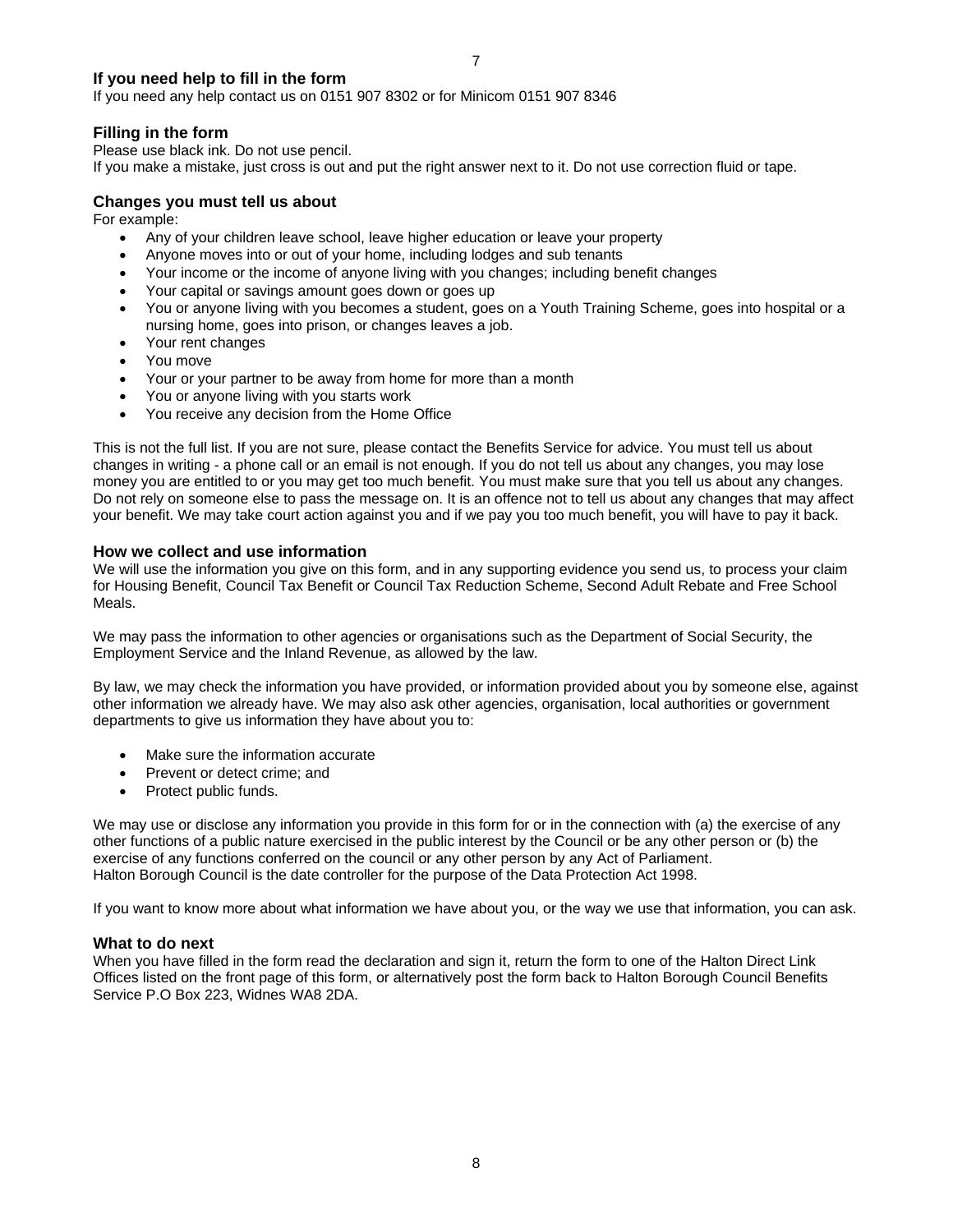### If you need help to fill in the form

If you need any help contact us on 0151 907 8302 or for Minicom 0151 907 8346

### Filling in the form

Please use black ink. Do not use pencil.
If you make a mistake, just cross is out and put the right answer next to it. Do not use correction fluid or tape.

### Changes you must tell us about

For example:

- Any of your children leave school, leave higher education or leave your property
- Anyone moves into or out of your home, including lodges and sub tenants
- Your income or the income of anyone living with you changes; including benefit changes
- Your capital or savings amount goes down or goes up
- You or anyone living with you becomes a student, goes on a Youth Training Scheme, goes into hospital or a nursing home, goes into prison, or changes leaves a job.
- Your rent changes
- You move
- Your or your partner to be away from home for more than a month
- You or anyone living with you starts work
- You receive any decision from the Home Office

This is not the full list. If you are not sure, please contact the Benefits Service for advice. You must tell us about changes in writing - a phone call or an email is not enough. If you do not tell us about any changes, you may lose money you are entitled to or you may get too much benefit. You must make sure that you tell us about any changes. Do not rely on someone else to pass the message on. It is an offence not to tell us about any changes that may affect your benefit. We may take court action against you and if we pay you too much benefit, you will have to pay it back.

### How we collect and use information

We will use the information you give on this form, and in any supporting evidence you send us, to process your claim for Housing Benefit, Council Tax Benefit or Council Tax Reduction Scheme, Second Adult Rebate and Free School Meals.

We may pass the information to other agencies or organisations such as the Department of Social Security, the Employment Service and the Inland Revenue, as allowed by the law.

By law, we may check the information you have provided, or information provided about you by someone else, against other information we already have. We may also ask other agencies, organisation, local authorities or government departments to give us information they have about you to:

- Make sure the information accurate
- Prevent or detect crime; and
- Protect public funds.

We may use or disclose any information you provide in this form for or in the connection with (a) the exercise of any other functions of a public nature exercised in the public interest by the Council or be any other person or (b) the exercise of any functions conferred on the council or any other person by any Act of Parliament.
Halton Borough Council is the date controller for the purpose of the Data Protection Act 1998.

If you want to know more about what information we have about you, or the way we use that information, you can ask.

### What to do next

When you have filled in the form read the declaration and sign it, return the form to one of the Halton Direct Link Offices listed on the front page of this form, or alternatively post the form back to Halton Borough Council Benefits Service P.O Box 223, Widnes WA8 2DA.